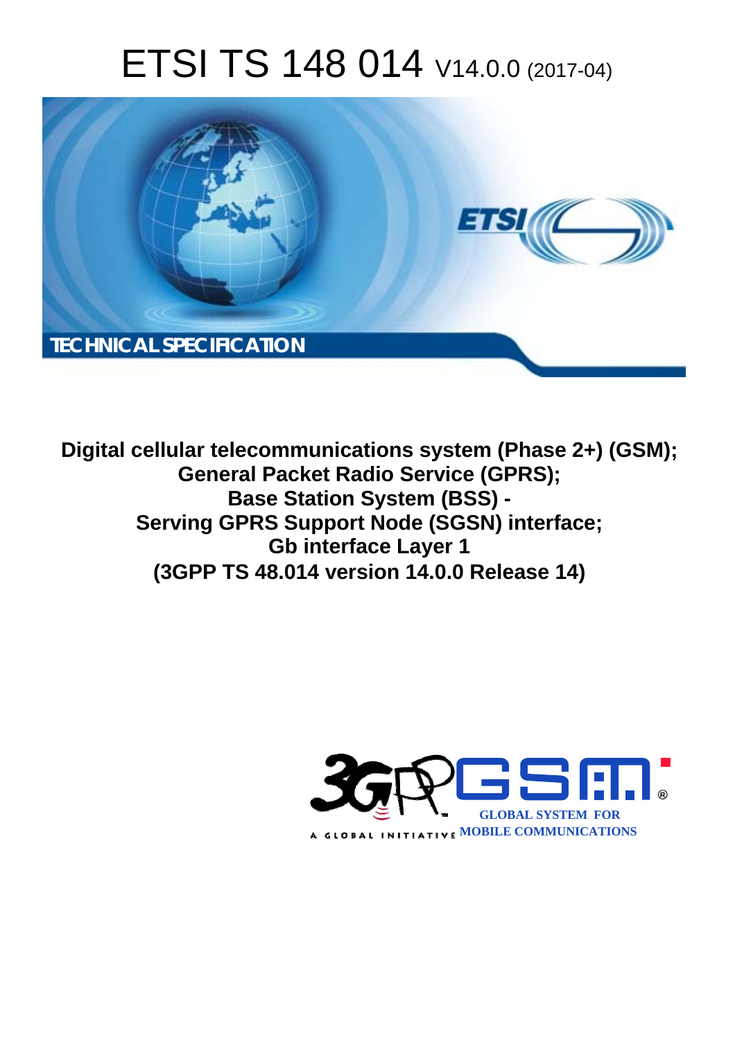# ETSI TS 148 014 V14.0.0 (2017-04)

TECHNICAL SPECIFICATION

**Digital cellular telecommunications system (Phase 2+) (GSM);**
**General Packet Radio Service (GPRS);**
**Base Station System (BSS) -**
**Serving GPRS Support Node (SGSN) interface;**
**Gb interface Layer 1**
**(3GPP TS 48.014 version 14.0.0 Release 14)**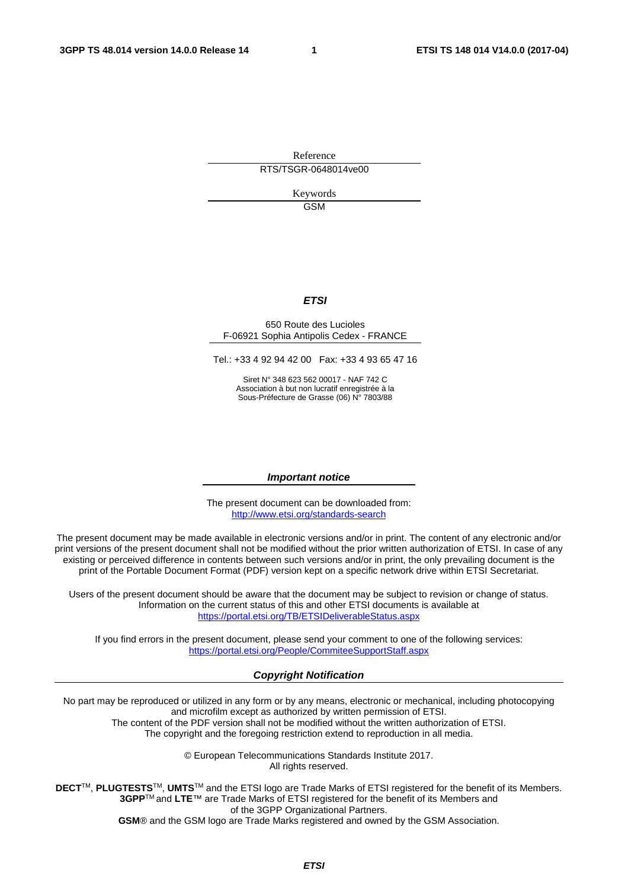Reference

RTS/TSGR-0648014ve00

Keywords

GSM

***ETSI***

650 Route des Lucioles
F-06921 Sophia Antipolis Cedex - FRANCE

Tel.: +33 4 92 94 42 00 Fax: +33 4 93 65 47 16

Siret N° 348 623 562 00017 - NAF 742 C
Association à but non lucratif enregistrée à la
Sous-Préfecture de Grasse (06) N° 7803/88

***Important notice***

The present document can be downloaded from:
http://www.etsi.org/standards-search

The present document may be made available in electronic versions and/or in print. The content of any electronic and/or print versions of the present document shall not be modified without the prior written authorization of ETSI. In case of any existing or perceived difference in contents between such versions and/or in print, the only prevailing document is the print of the Portable Document Format (PDF) version kept on a specific network drive within ETSI Secretariat.

Users of the present document should be aware that the document may be subject to revision or change of status. Information on the current status of this and other ETSI documents is available at
https://portal.etsi.org/TB/ETSIDeliverableStatus.aspx

If you find errors in the present document, please send your comment to one of the following services:
https://portal.etsi.org/People/CommiteeSupportStaff.aspx

***Copyright Notification***

No part may be reproduced or utilized in any form or by any means, electronic or mechanical, including photocopying and microfilm except as authorized by written permission of ETSI.
The content of the PDF version shall not be modified without the written authorization of ETSI.
The copyright and the foregoing restriction extend to reproduction in all media.

© European Telecommunications Standards Institute 2017.
All rights reserved.

**DECT**™, **PLUGTESTS**™, **UMTS**™ and the ETSI logo are Trade Marks of ETSI registered for the benefit of its Members.
**3GPP**™ and **LTE**™ are Trade Marks of ETSI registered for the benefit of its Members and of the 3GPP Organizational Partners.
**GSM**® and the GSM logo are Trade Marks registered and owned by the GSM Association.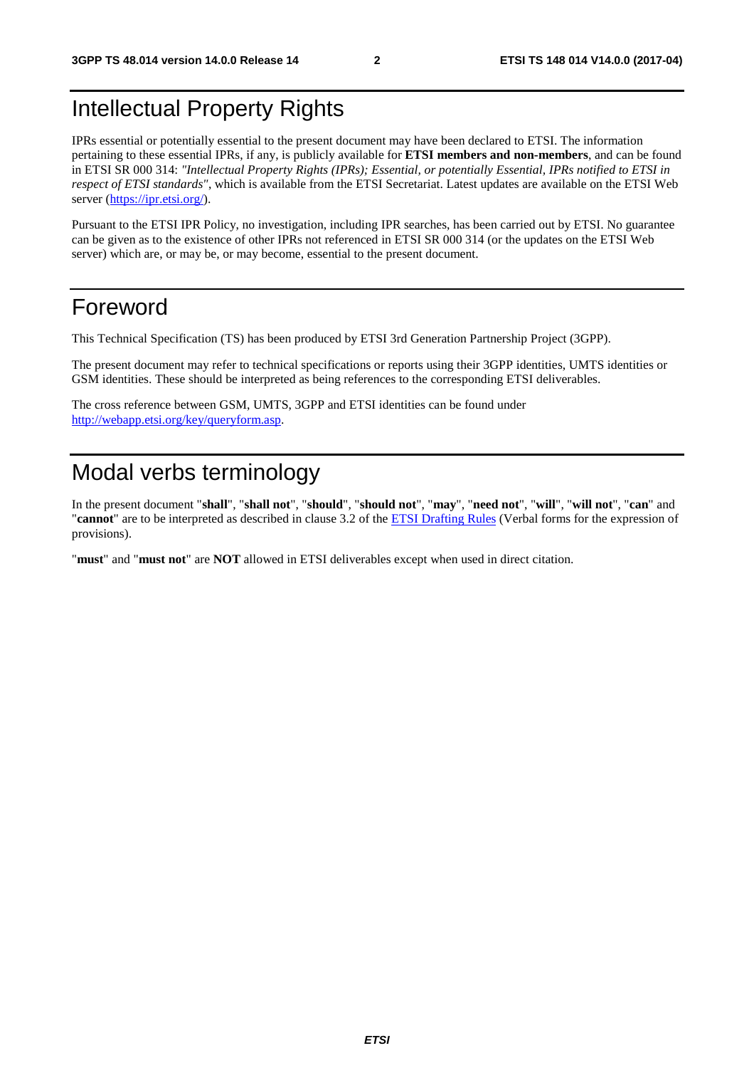# Intellectual Property Rights

IPRs essential or potentially essential to the present document may have been declared to ETSI. The information pertaining to these essential IPRs, if any, is publicly available for **ETSI members and non-members**, and can be found in ETSI SR 000 314: *"Intellectual Property Rights (IPRs); Essential, or potentially Essential, IPRs notified to ETSI in respect of ETSI standards"*, which is available from the ETSI Secretariat. Latest updates are available on the ETSI Web server (https://ipr.etsi.org/).

Pursuant to the ETSI IPR Policy, no investigation, including IPR searches, has been carried out by ETSI. No guarantee can be given as to the existence of other IPRs not referenced in ETSI SR 000 314 (or the updates on the ETSI Web server) which are, or may be, or may become, essential to the present document.

# Foreword

This Technical Specification (TS) has been produced by ETSI 3rd Generation Partnership Project (3GPP).

The present document may refer to technical specifications or reports using their 3GPP identities, UMTS identities or GSM identities. These should be interpreted as being references to the corresponding ETSI deliverables.

The cross reference between GSM, UMTS, 3GPP and ETSI identities can be found under http://webapp.etsi.org/key/queryform.asp.

# Modal verbs terminology

In the present document "**shall**", "**shall not**", "**should**", "**should not**", "**may**", "**need not**", "**will**", "**will not**", "**can**" and "**cannot**" are to be interpreted as described in clause 3.2 of the ETSI Drafting Rules (Verbal forms for the expression of provisions).

"**must**" and "**must not**" are **NOT** allowed in ETSI deliverables except when used in direct citation.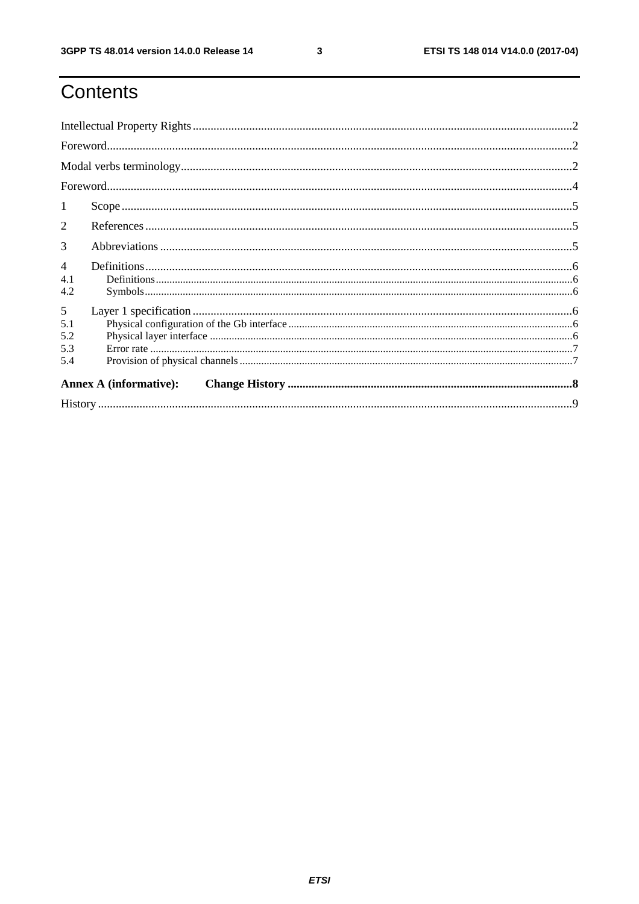# Contents

Intellectual Property Rights ........................................................................................................................... 2

Foreword ........................................................................................................................................................ 2

Modal verbs terminology ................................................................................................................................ 2

Foreword ........................................................................................................................................................ 4

1 Scope ........................................................................................................................................................... 5

2 References ................................................................................................................................................... 5

3 Abbreviations .............................................................................................................................................. 5

4 Definitions ................................................................................................................................................... 6

4.1 Definitions ................................................................................................................................................ 6

4.2 Symbols .................................................................................................................................................... 6

5 Layer 1 specification ................................................................................................................................... 6

5.1 Physical configuration of the Gb interface ............................................................................................... 6

5.2 Physical layer interface ............................................................................................................................ 6

5.3 Error rate .................................................................................................................................................. 7

5.4 Provision of physical channels .................................................................................................................. 7

**Annex A (informative): Change History** ....................................................................................................... **8**

History ........................................................................................................................................................... 9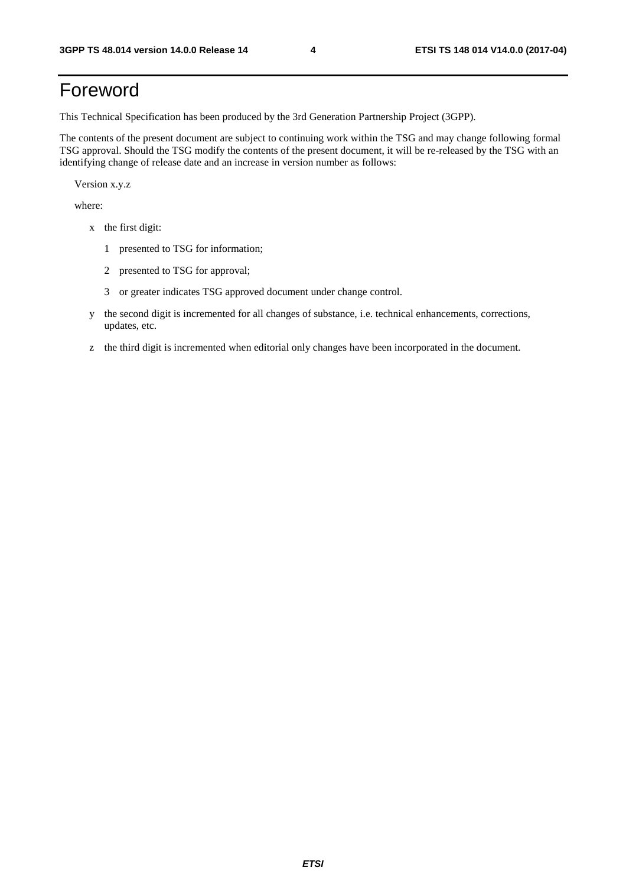# Foreword

This Technical Specification has been produced by the 3rd Generation Partnership Project (3GPP).

The contents of the present document are subject to continuing work within the TSG and may change following formal TSG approval. Should the TSG modify the contents of the present document, it will be re-released by the TSG with an identifying change of release date and an increase in version number as follows:

Version x.y.z

where:

- x the first digit:
  - 1 presented to TSG for information;
  - 2 presented to TSG for approval;
  - 3 or greater indicates TSG approved document under change control.
- y the second digit is incremented for all changes of substance, i.e. technical enhancements, corrections, updates, etc.
- z the third digit is incremented when editorial only changes have been incorporated in the document.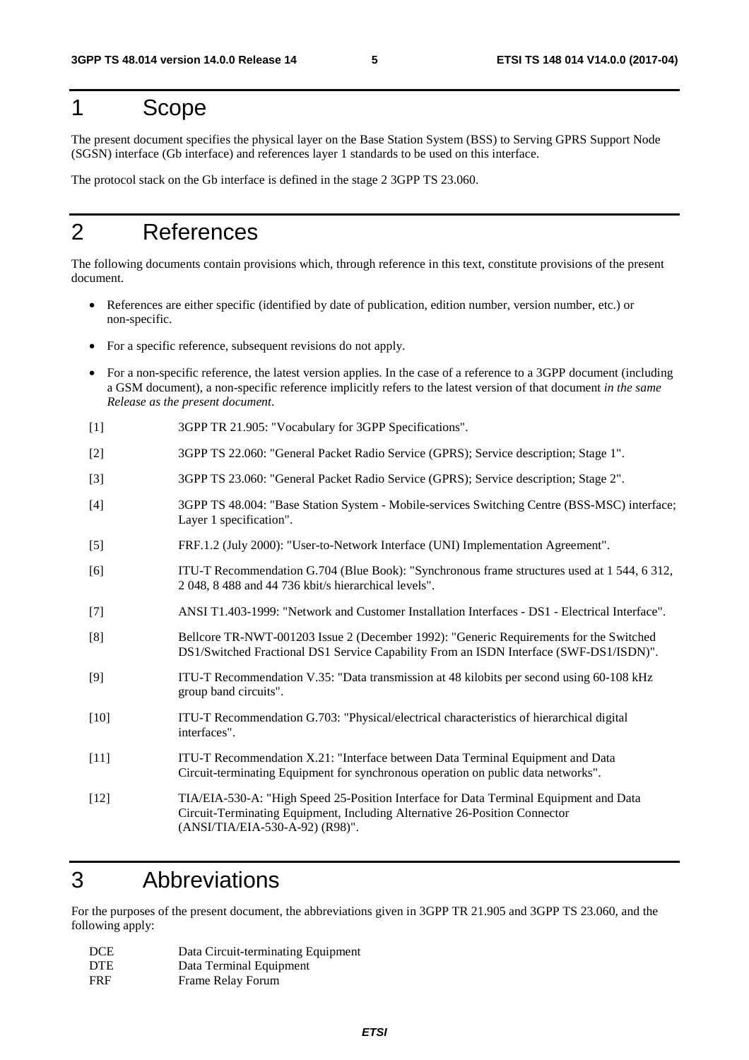# 1 Scope

The present document specifies the physical layer on the Base Station System (BSS) to Serving GPRS Support Node (SGSN) interface (Gb interface) and references layer 1 standards to be used on this interface.

The protocol stack on the Gb interface is defined in the stage 2 3GPP TS 23.060.

# 2 References

The following documents contain provisions which, through reference in this text, constitute provisions of the present document.

- References are either specific (identified by date of publication, edition number, version number, etc.) or non-specific.
- For a specific reference, subsequent revisions do not apply.
- For a non-specific reference, the latest version applies. In the case of a reference to a 3GPP document (including a GSM document), a non-specific reference implicitly refers to the latest version of that document *in the same Release as the present document*.

[1] 3GPP TR 21.905: "Vocabulary for 3GPP Specifications".

[2] 3GPP TS 22.060: "General Packet Radio Service (GPRS); Service description; Stage 1".

[3] 3GPP TS 23.060: "General Packet Radio Service (GPRS); Service description; Stage 2".

[4] 3GPP TS 48.004: "Base Station System - Mobile-services Switching Centre (BSS-MSC) interface; Layer 1 specification".

[5] FRF.1.2 (July 2000): "User-to-Network Interface (UNI) Implementation Agreement".

[6] ITU-T Recommendation G.704 (Blue Book): "Synchronous frame structures used at 1 544, 6 312, 2 048, 8 488 and 44 736 kbit/s hierarchical levels".

[7] ANSI T1.403-1999: "Network and Customer Installation Interfaces - DS1 - Electrical Interface".

[8] Bellcore TR-NWT-001203 Issue 2 (December 1992): "Generic Requirements for the Switched DS1/Switched Fractional DS1 Service Capability From an ISDN Interface (SWF-DS1/ISDN)".

[9] ITU-T Recommendation V.35: "Data transmission at 48 kilobits per second using 60-108 kHz group band circuits".

[10] ITU-T Recommendation G.703: "Physical/electrical characteristics of hierarchical digital interfaces".

[11] ITU-T Recommendation X.21: "Interface between Data Terminal Equipment and Data Circuit-terminating Equipment for synchronous operation on public data networks".

[12] TIA/EIA-530-A: "High Speed 25-Position Interface for Data Terminal Equipment and Data Circuit-Terminating Equipment, Including Alternative 26-Position Connector (ANSI/TIA/EIA-530-A-92) (R98)".

# 3 Abbreviations

For the purposes of the present document, the abbreviations given in 3GPP TR 21.905 and 3GPP TS 23.060, and the following apply:

DCE Data Circuit-terminating Equipment
DTE Data Terminal Equipment
FRF Frame Relay Forum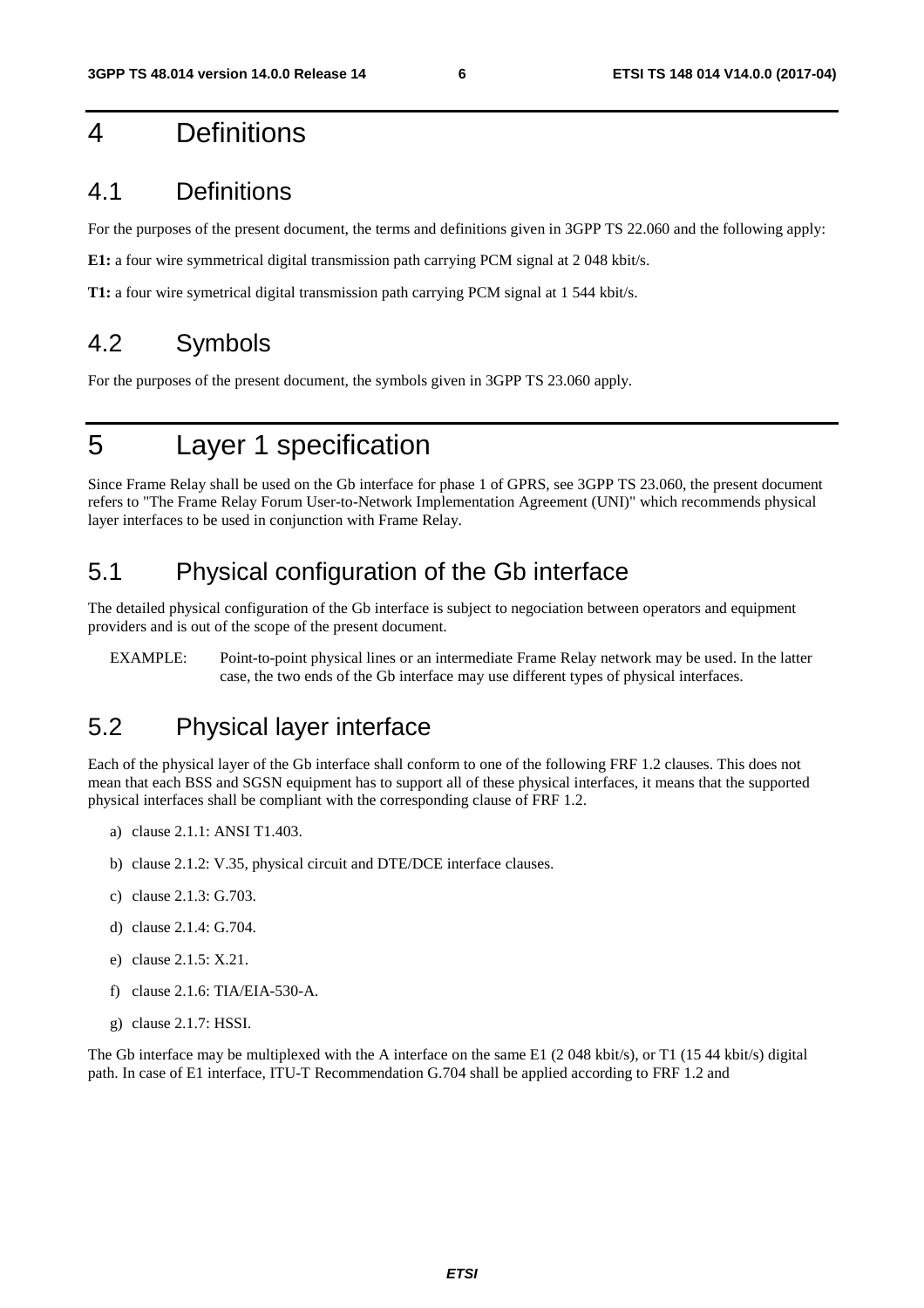# 4 Definitions

## 4.1 Definitions

For the purposes of the present document, the terms and definitions given in 3GPP TS 22.060 and the following apply:

**E1:** a four wire symmetrical digital transmission path carrying PCM signal at 2 048 kbit/s.

**T1:** a four wire symetrical digital transmission path carrying PCM signal at 1 544 kbit/s.

## 4.2 Symbols

For the purposes of the present document, the symbols given in 3GPP TS 23.060 apply.

# 5 Layer 1 specification

Since Frame Relay shall be used on the Gb interface for phase 1 of GPRS, see 3GPP TS 23.060, the present document refers to "The Frame Relay Forum User-to-Network Implementation Agreement (UNI)" which recommends physical layer interfaces to be used in conjunction with Frame Relay.

## 5.1 Physical configuration of the Gb interface

The detailed physical configuration of the Gb interface is subject to negociation between operators and equipment providers and is out of the scope of the present document.

EXAMPLE: Point-to-point physical lines or an intermediate Frame Relay network may be used. In the latter case, the two ends of the Gb interface may use different types of physical interfaces.

## 5.2 Physical layer interface

Each of the physical layer of the Gb interface shall conform to one of the following FRF 1.2 clauses. This does not mean that each BSS and SGSN equipment has to support all of these physical interfaces, it means that the supported physical interfaces shall be compliant with the corresponding clause of FRF 1.2.

a) clause 2.1.1: ANSI T1.403.

b) clause 2.1.2: V.35, physical circuit and DTE/DCE interface clauses.

c) clause 2.1.3: G.703.

d) clause 2.1.4: G.704.

e) clause 2.1.5: X.21.

f) clause 2.1.6: TIA/EIA-530-A.

g) clause 2.1.7: HSSI.

The Gb interface may be multiplexed with the A interface on the same E1 (2 048 kbit/s), or T1 (15 44 kbit/s) digital path. In case of E1 interface, ITU-T Recommendation G.704 shall be applied according to FRF 1.2 and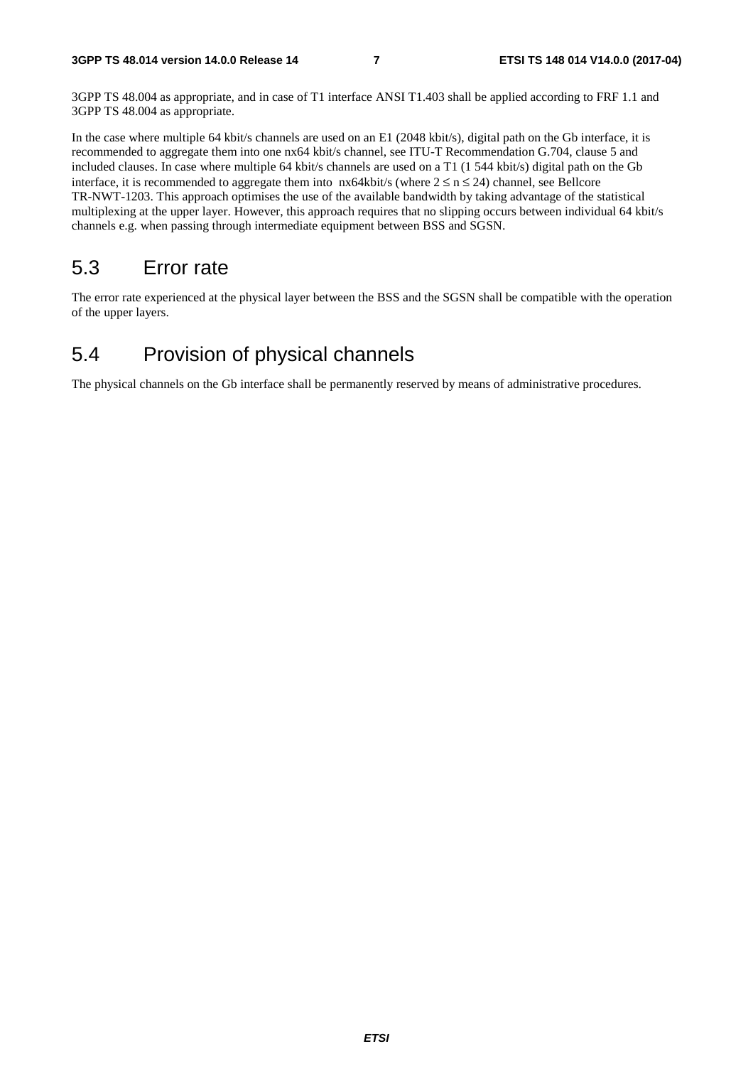3GPP TS 48.004 as appropriate, and in case of T1 interface ANSI T1.403 shall be applied according to FRF 1.1 and 3GPP TS 48.004 as appropriate.

In the case where multiple 64 kbit/s channels are used on an E1 (2048 kbit/s), digital path on the Gb interface, it is recommended to aggregate them into one nx64 kbit/s channel, see ITU-T Recommendation G.704, clause 5 and included clauses. In case where multiple 64 kbit/s channels are used on a T1 (1 544 kbit/s) digital path on the Gb interface, it is recommended to aggregate them into nx64kbit/s (where $2 \leq n \leq 24$) channel, see Bellcore TR-NWT-1203. This approach optimises the use of the available bandwidth by taking advantage of the statistical multiplexing at the upper layer. However, this approach requires that no slipping occurs between individual 64 kbit/s channels e.g. when passing through intermediate equipment between BSS and SGSN.

## 5.3 Error rate

The error rate experienced at the physical layer between the BSS and the SGSN shall be compatible with the operation of the upper layers.

## 5.4 Provision of physical channels

The physical channels on the Gb interface shall be permanently reserved by means of administrative procedures.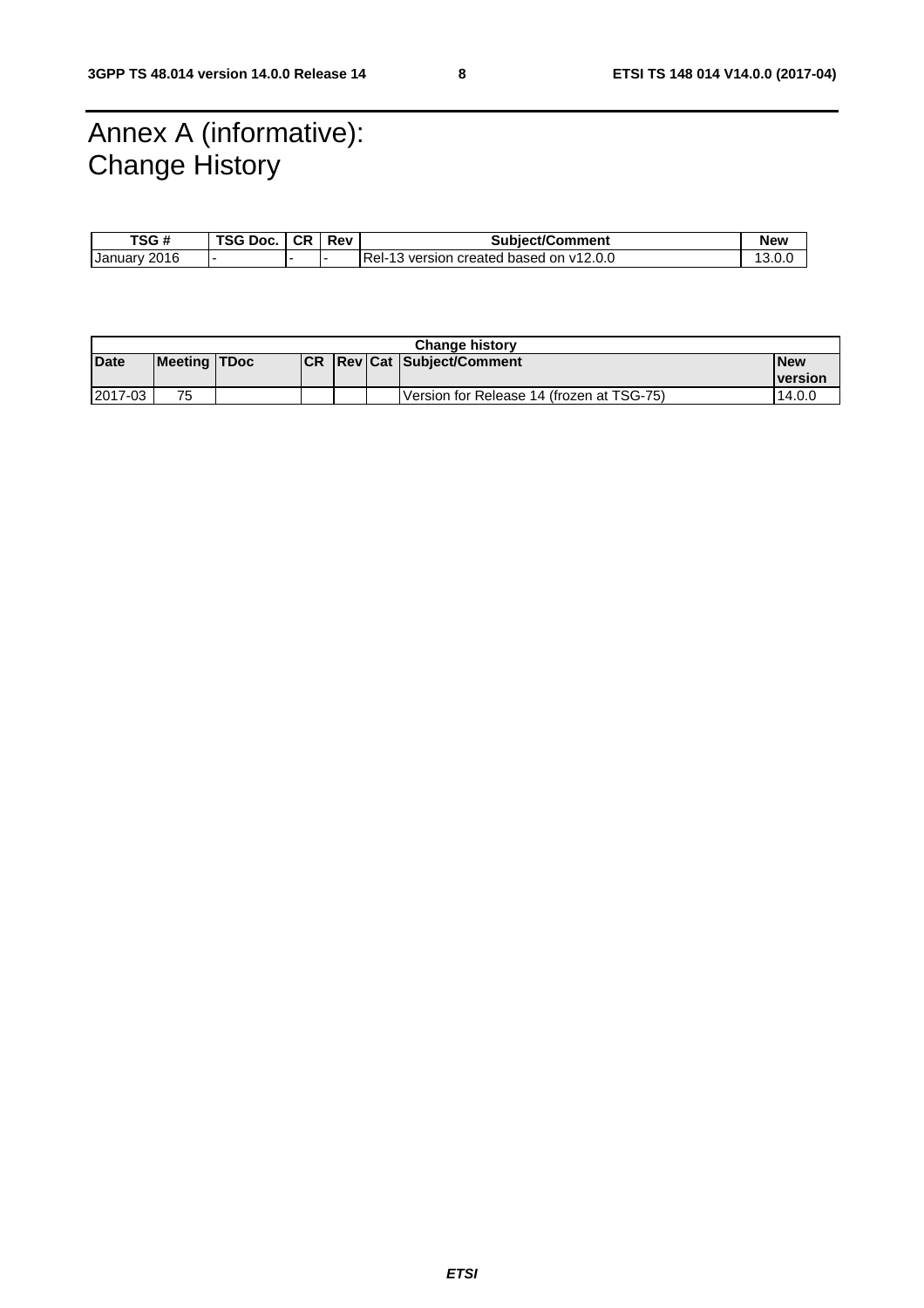# Annex A (informative): Change History

| TSG # | TSG Doc. | CR | Rev | Subject/Comment | New |
|---|---|---|---|---|---|
| January 2016 | - | - | - | Rel-13 version created based on v12.0.0 | 13.0.0 |

| Change history | | | | | | | |
|---|---|---|---|---|---|---|---|
| **Date** | **Meeting** | **TDoc** | **CR** | **Rev** | **Cat** | **Subject/Comment** | **New version** |
| 2017-03 | 75 | | | | | Version for Release 14 (frozen at TSG-75) | 14.0.0 |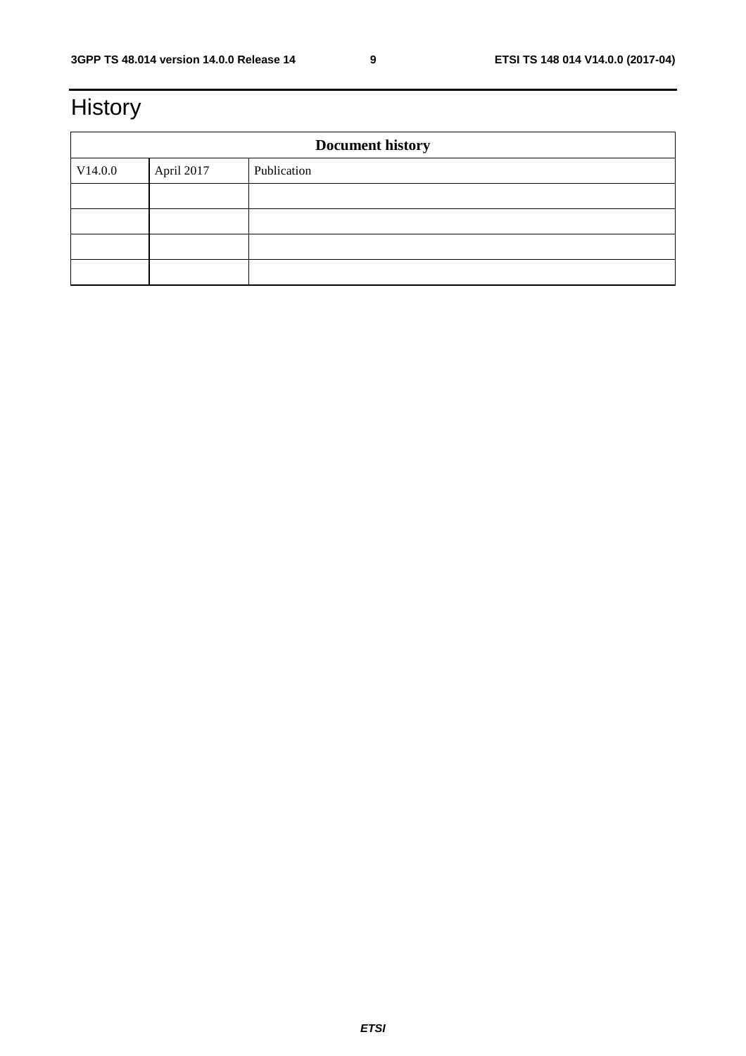# History

| Document history | | |
|---|---|---|
| V14.0.0 | April 2017 | Publication |
| | | |
| | | |
| | | |
| | | |